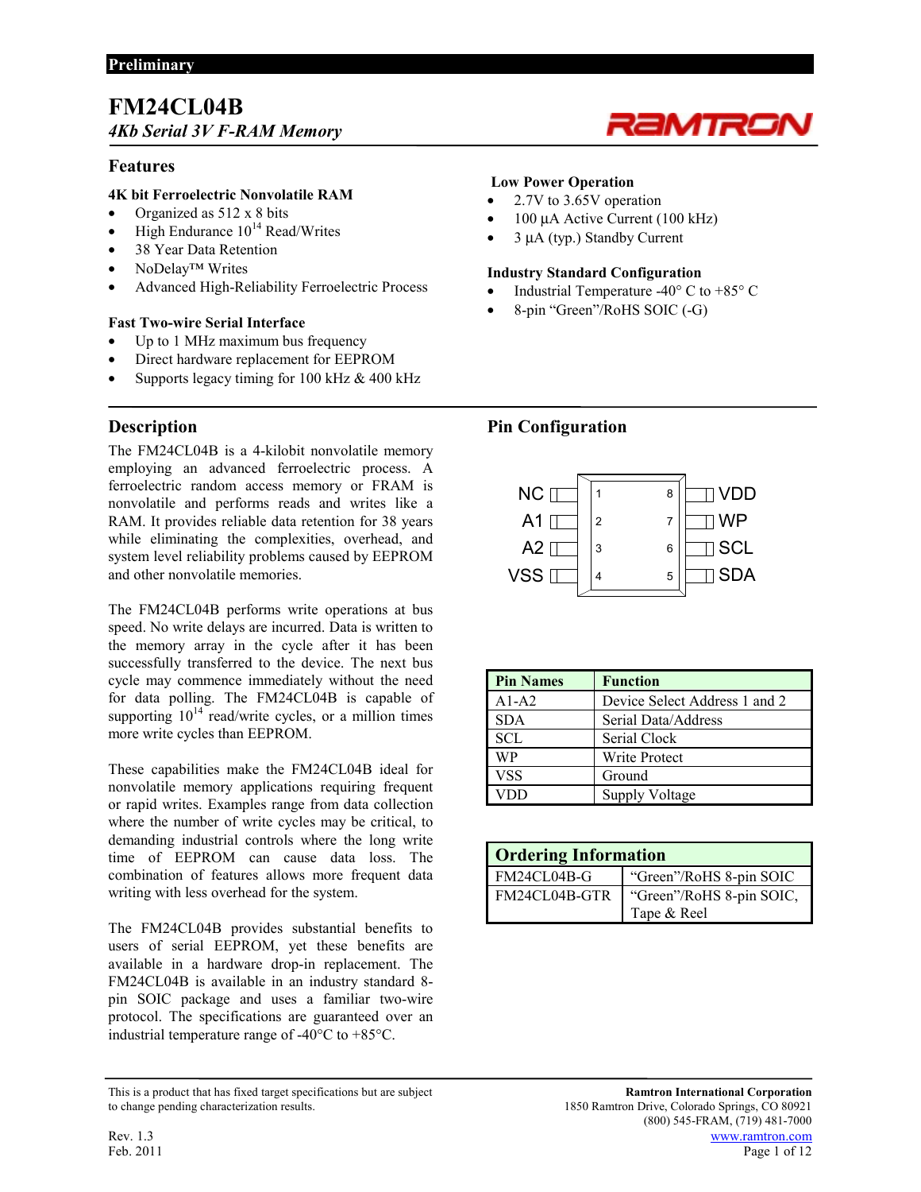Preliminary

# FM24CL04B

*4Kb Serial 3V F-RAM Memory*

## Features

**4K bit Ferroelectric Nonvolatile RAM**

- Organized as 512 x 8 bits
- High Endurance $10^{14}$ Read/Writes
- 38 Year Data Retention
- NoDelay™ Writes
- Advanced High-Reliability Ferroelectric Process

**Fast Two-wire Serial Interface**

- Up to 1 MHz maximum bus frequency
- Direct hardware replacement for EEPROM
- Supports legacy timing for 100 kHz & 400 kHz

**Low Power Operation**

- 2.7V to 3.65V operation
- 100 µA Active Current (100 kHz)
- 3 µA (typ.) Standby Current

**Industry Standard Configuration**

- Industrial Temperature -40° C to +85° C
- 8-pin "Green"/RoHS SOIC (-G)

## Description

The FM24CL04B is a 4-kilobit nonvolatile memory employing an advanced ferroelectric process. A ferroelectric random access memory or FRAM is nonvolatile and performs reads and writes like a RAM. It provides reliable data retention for 38 years while eliminating the complexities, overhead, and system level reliability problems caused by EEPROM and other nonvolatile memories.

The FM24CL04B performs write operations at bus speed. No write delays are incurred. Data is written to the memory array in the cycle after it has been successfully transferred to the device. The next bus cycle may commence immediately without the need for data polling. The FM24CL04B is capable of supporting $10^{14}$ read/write cycles, or a million times more write cycles than EEPROM.

These capabilities make the FM24CL04B ideal for nonvolatile memory applications requiring frequent or rapid writes. Examples range from data collection where the number of write cycles may be critical, to demanding industrial controls where the long write time of EEPROM can cause data loss. The combination of features allows more frequent data writing with less overhead for the system.

The FM24CL04B provides substantial benefits to users of serial EEPROM, yet these benefits are available in a hardware drop-in replacement. The FM24CL04B is available in an industry standard 8-pin SOIC package and uses a familiar two-wire protocol. The specifications are guaranteed over an industrial temperature range of -40°C to +85°C.

## Pin Configuration

| Pin | Name | Pin | Name |
|---|---|---|---|
| 1 | NC | 8 | VDD |
| 2 | A1 | 7 | WP |
| 3 | A2 | 6 | SCL |
| 4 | VSS | 5 | SDA |

| Pin Names | Function |
|---|---|
| A1-A2 | Device Select Address 1 and 2 |
| SDA | Serial Data/Address |
| SCL | Serial Clock |
| WP | Write Protect |
| VSS | Ground |
| VDD | Supply Voltage |

| Ordering Information | |
|---|---|
| FM24CL04B-G | "Green"/RoHS 8-pin SOIC |
| FM24CL04B-GTR | "Green"/RoHS 8-pin SOIC, Tape & Reel |

This is a product that has fixed target specifications but are subject to change pending characterization results.

Rev. 1.3
Feb. 2011

**Ramtron International Corporation**
1850 Ramtron Drive, Colorado Springs, CO 80921
(800) 545-FRAM, (719) 481-7000
www.ramtron.com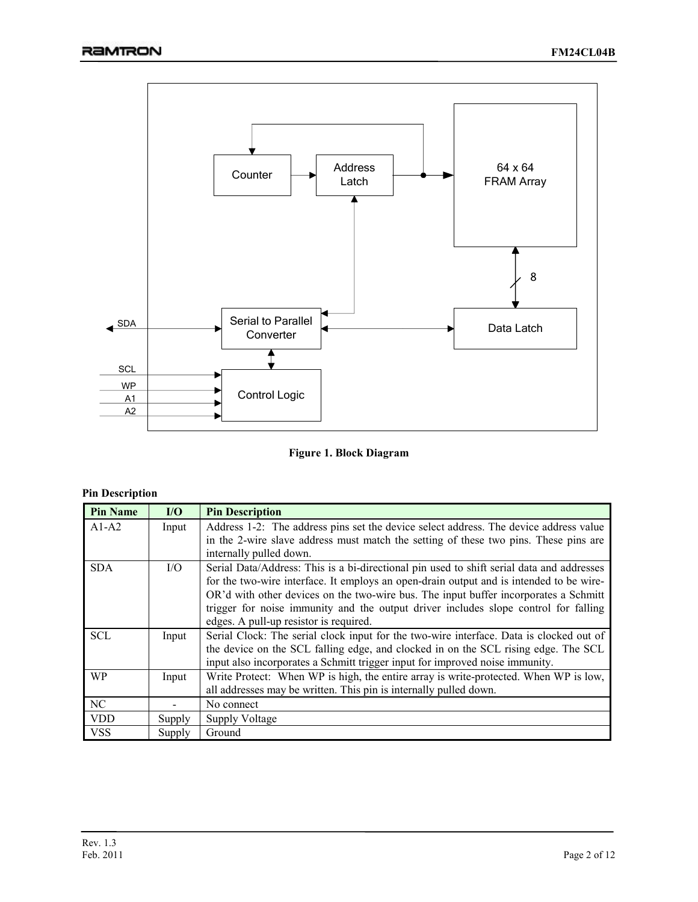Figure 1. Block Diagram

**Pin Description**

| Pin Name | I/O | Pin Description |
|---|---|---|
| A1-A2 | Input | Address 1-2: The address pins set the device select address. The device address value in the 2-wire slave address must match the setting of these two pins. These pins are internally pulled down. |
| SDA | I/O | Serial Data/Address: This is a bi-directional pin used to shift serial data and addresses for the two-wire interface. It employs an open-drain output and is intended to be wire-OR'd with other devices on the two-wire bus. The input buffer incorporates a Schmitt trigger for noise immunity and the output driver includes slope control for falling edges. A pull-up resistor is required. |
| SCL | Input | Serial Clock: The serial clock input for the two-wire interface. Data is clocked out of the device on the SCL falling edge, and clocked in on the SCL rising edge. The SCL input also incorporates a Schmitt trigger input for improved noise immunity. |
| WP | Input | Write Protect: When WP is high, the entire array is write-protected. When WP is low, all addresses may be written. This pin is internally pulled down. |
| NC | - | No connect |
| VDD | Supply | Supply Voltage |
| VSS | Supply | Ground |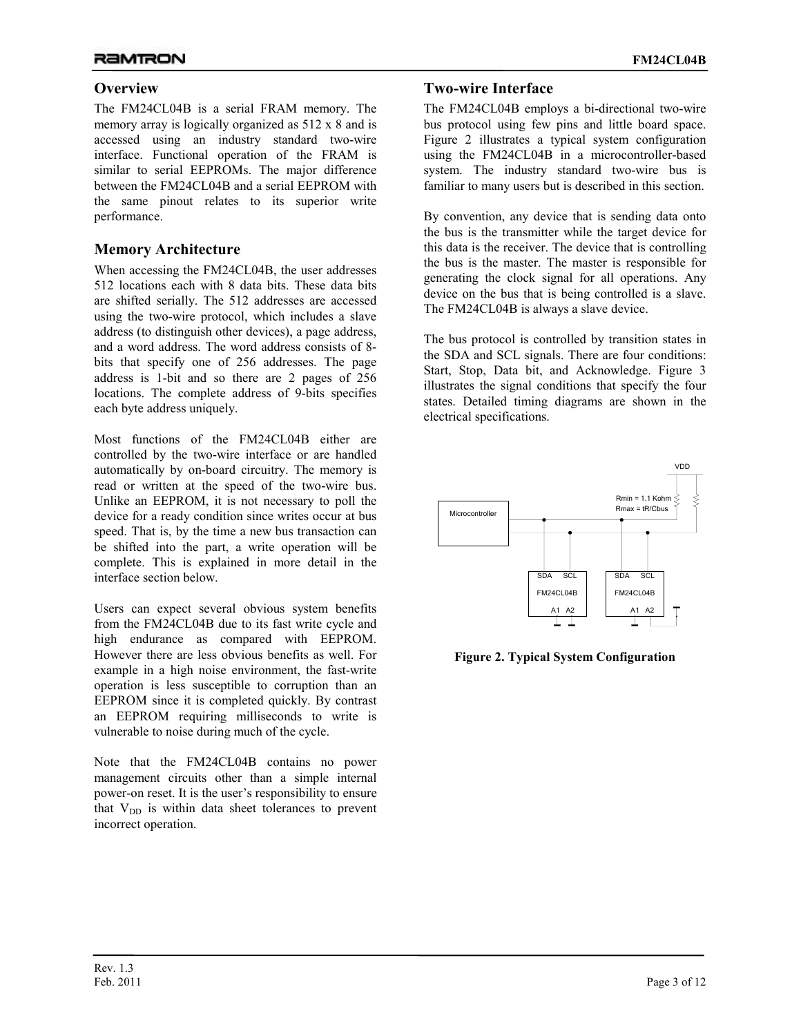## Overview

The FM24CL04B is a serial FRAM memory. The memory array is logically organized as 512 x 8 and is accessed using an industry standard two-wire interface. Functional operation of the FRAM is similar to serial EEPROMs. The major difference between the FM24CL04B and a serial EEPROM with the same pinout relates to its superior write performance.

## Memory Architecture

When accessing the FM24CL04B, the user addresses 512 locations each with 8 data bits. These data bits are shifted serially. The 512 addresses are accessed using the two-wire protocol, which includes a slave address (to distinguish other devices), a page address, and a word address. The word address consists of 8-bits that specify one of 256 addresses. The page address is 1-bit and so there are 2 pages of 256 locations. The complete address of 9-bits specifies each byte address uniquely.

Most functions of the FM24CL04B either are controlled by the two-wire interface or are handled automatically by on-board circuitry. The memory is read or written at the speed of the two-wire bus. Unlike an EEPROM, it is not necessary to poll the device for a ready condition since writes occur at bus speed. That is, by the time a new bus transaction can be shifted into the part, a write operation will be complete. This is explained in more detail in the interface section below.

Users can expect several obvious system benefits from the FM24CL04B due to its fast write cycle and high endurance as compared with EEPROM. However there are less obvious benefits as well. For example in a high noise environment, the fast-write operation is less susceptible to corruption than an EEPROM since it is completed quickly. By contrast an EEPROM requiring milliseconds to write is vulnerable to noise during much of the cycle.

Note that the FM24CL04B contains no power management circuits other than a simple internal power-on reset. It is the user's responsibility to ensure that $V_{DD}$ is within data sheet tolerances to prevent incorrect operation.

## Two-wire Interface

The FM24CL04B employs a bi-directional two-wire bus protocol using few pins and little board space. Figure 2 illustrates a typical system configuration using the FM24CL04B in a microcontroller-based system. The industry standard two-wire bus is familiar to many users but is described in this section.

By convention, any device that is sending data onto the bus is the transmitter while the target device for this data is the receiver. The device that is controlling the bus is the master. The master is responsible for generating the clock signal for all operations. Any device on the bus that is being controlled is a slave. The FM24CL04B is always a slave device.

The bus protocol is controlled by transition states in the SDA and SCL signals. There are four conditions: Start, Stop, Data bit, and Acknowledge. Figure 3 illustrates the signal conditions that specify the four states. Detailed timing diagrams are shown in the electrical specifications.

VDD

Rmin = 1.1 Kohm
Rmax = tR/Cbus

Microcontroller

SDA SCL
FM24CL04B
A1 A2

SDA SCL
FM24CL04B
A1 A2

**Figure 2. Typical System Configuration**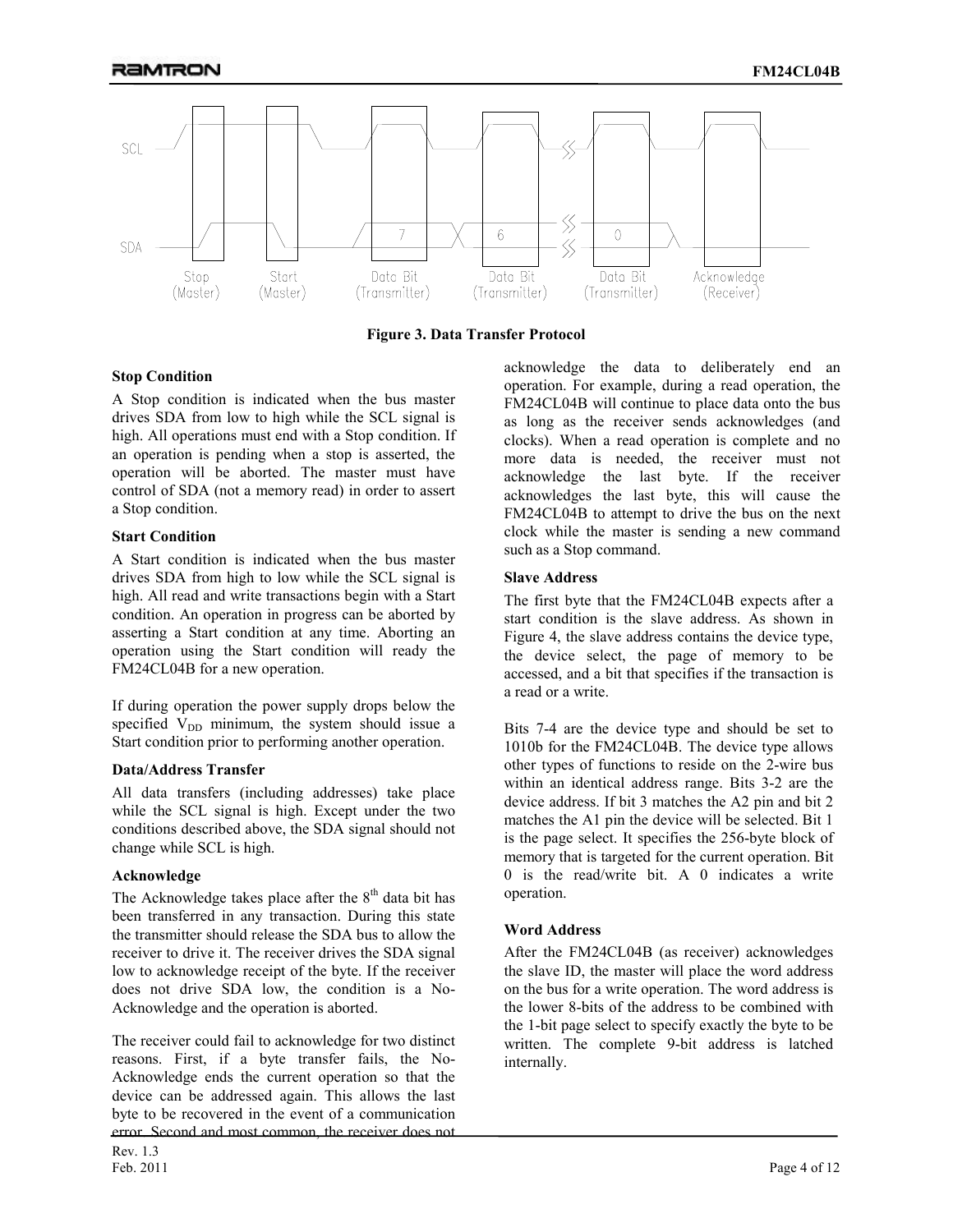Figure 3. Data Transfer Protocol

### Stop Condition

A Stop condition is indicated when the bus master drives SDA from low to high while the SCL signal is high. All operations must end with a Stop condition. If an operation is pending when a stop is asserted, the operation will be aborted. The master must have control of SDA (not a memory read) in order to assert a Stop condition.

### Start Condition

A Start condition is indicated when the bus master drives SDA from high to low while the SCL signal is high. All read and write transactions begin with a Start condition. An operation in progress can be aborted by asserting a Start condition at any time. Aborting an operation using the Start condition will ready the FM24CL04B for a new operation.

If during operation the power supply drops below the specified $V_{DD}$ minimum, the system should issue a Start condition prior to performing another operation.

### Data/Address Transfer

All data transfers (including addresses) take place while the SCL signal is high. Except under the two conditions described above, the SDA signal should not change while SCL is high.

### Acknowledge

The Acknowledge takes place after the $8^{th}$ data bit has been transferred in any transaction. During this state the transmitter should release the SDA bus to allow the receiver to drive it. The receiver drives the SDA signal low to acknowledge receipt of the byte. If the receiver does not drive SDA low, the condition is a No-Acknowledge and the operation is aborted.

The receiver could fail to acknowledge for two distinct reasons. First, if a byte transfer fails, the No-Acknowledge ends the current operation so that the device can be addressed again. This allows the last byte to be recovered in the event of a communication error. Second and most common, the receiver does not acknowledge the data to deliberately end an operation. For example, during a read operation, the FM24CL04B will continue to place data onto the bus as long as the receiver sends acknowledges (and clocks). When a read operation is complete and no more data is needed, the receiver must not acknowledge the last byte. If the receiver acknowledges the last byte, this will cause the FM24CL04B to attempt to drive the bus on the next clock while the master is sending a new command such as a Stop command.

### Slave Address

The first byte that the FM24CL04B expects after a start condition is the slave address. As shown in Figure 4, the slave address contains the device type, the device select, the page of memory to be accessed, and a bit that specifies if the transaction is a read or a write.

Bits 7-4 are the device type and should be set to 1010b for the FM24CL04B. The device type allows other types of functions to reside on the 2-wire bus within an identical address range. Bits 3-2 are the device address. If bit 3 matches the A2 pin and bit 2 matches the A1 pin the device will be selected. Bit 1 is the page select. It specifies the 256-byte block of memory that is targeted for the current operation. Bit 0 is the read/write bit. A 0 indicates a write operation.

### Word Address

After the FM24CL04B (as receiver) acknowledges the slave ID, the master will place the word address on the bus for a write operation. The word address is the lower 8-bits of the address to be combined with the 1-bit page select to specify exactly the byte to be written. The complete 9-bit address is latched internally.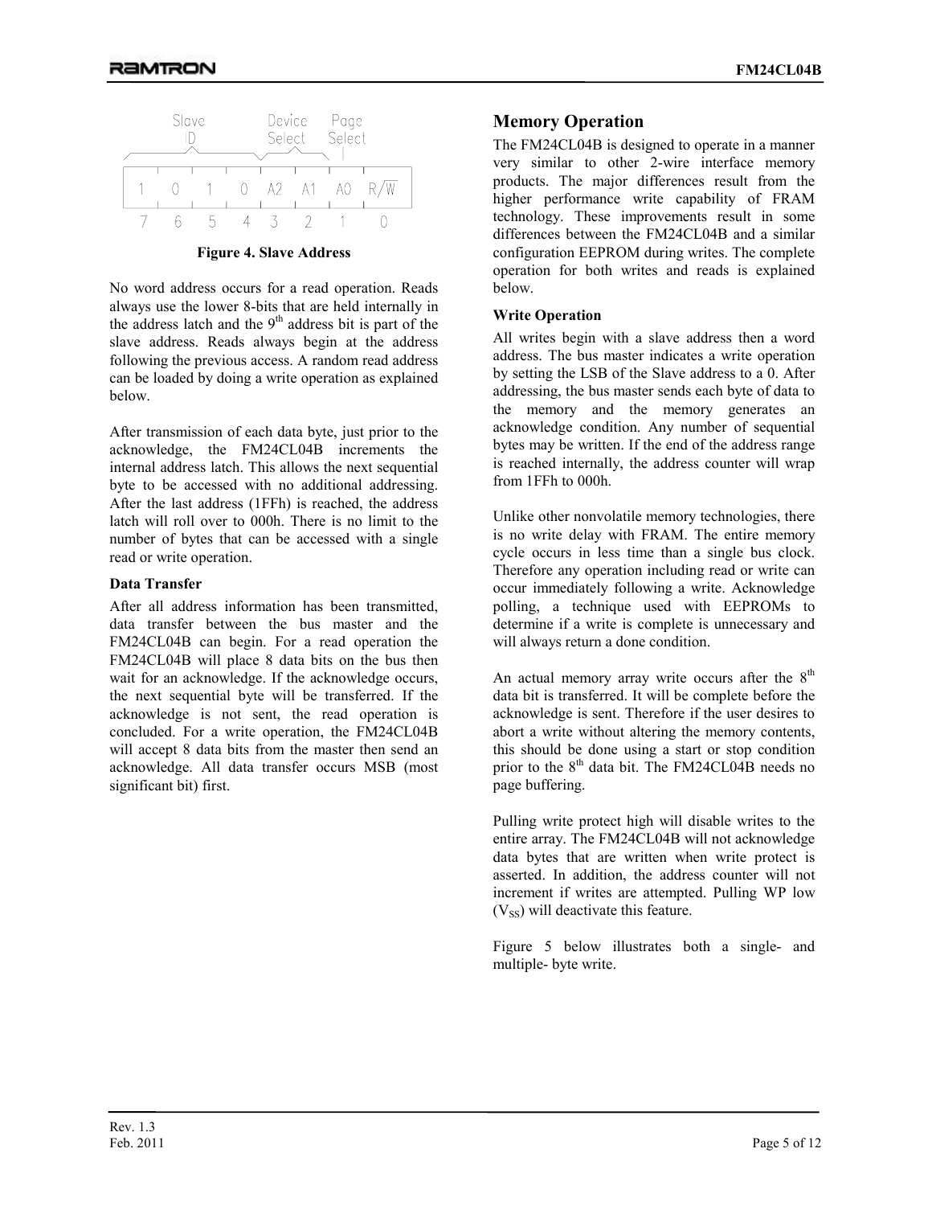| Slave ID | | | | Device Select | | Page Select | |
|---|---|---|---|---|---|---|---|
| 1 | 0 | 1 | 0 | A2 | A1 | A0 | R/W |
| 7 | 6 | 5 | 4 | 3 | 2 | 1 | 0 |

Figure 4. Slave Address

No word address occurs for a read operation. Reads always use the lower 8-bits that are held internally in the address latch and the 9th address bit is part of the slave address. Reads always begin at the address following the previous access. A random read address can be loaded by doing a write operation as explained below.

After transmission of each data byte, just prior to the acknowledge, the FM24CL04B increments the internal address latch. This allows the next sequential byte to be accessed with no additional addressing. After the last address (1FFh) is reached, the address latch will roll over to 000h. There is no limit to the number of bytes that can be accessed with a single read or write operation.

### Data Transfer

After all address information has been transmitted, data transfer between the bus master and the FM24CL04B can begin. For a read operation the FM24CL04B will place 8 data bits on the bus then wait for an acknowledge. If the acknowledge occurs, the next sequential byte will be transferred. If the acknowledge is not sent, the read operation is concluded. For a write operation, the FM24CL04B will accept 8 data bits from the master then send an acknowledge. All data transfer occurs MSB (most significant bit) first.

## Memory Operation

The FM24CL04B is designed to operate in a manner very similar to other 2-wire interface memory products. The major differences result from the higher performance write capability of FRAM technology. These improvements result in some differences between the FM24CL04B and a similar configuration EEPROM during writes. The complete operation for both writes and reads is explained below.

### Write Operation

All writes begin with a slave address then a word address. The bus master indicates a write operation by setting the LSB of the Slave address to a 0. After addressing, the bus master sends each byte of data to the memory and the memory generates an acknowledge condition. Any number of sequential bytes may be written. If the end of the address range is reached internally, the address counter will wrap from 1FFh to 000h.

Unlike other nonvolatile memory technologies, there is no write delay with FRAM. The entire memory cycle occurs in less time than a single bus clock. Therefore any operation including read or write can occur immediately following a write. Acknowledge polling, a technique used with EEPROMs to determine if a write is complete is unnecessary and will always return a done condition.

An actual memory array write occurs after the 8th data bit is transferred. It will be complete before the acknowledge is sent. Therefore if the user desires to abort a write without altering the memory contents, this should be done using a start or stop condition prior to the 8th data bit. The FM24CL04B needs no page buffering.

Pulling write protect high will disable writes to the entire array. The FM24CL04B will not acknowledge data bytes that are written when write protect is asserted. In addition, the address counter will not increment if writes are attempted. Pulling WP low ($V_{SS}$) will deactivate this feature.

Figure 5 below illustrates both a single- and multiple- byte write.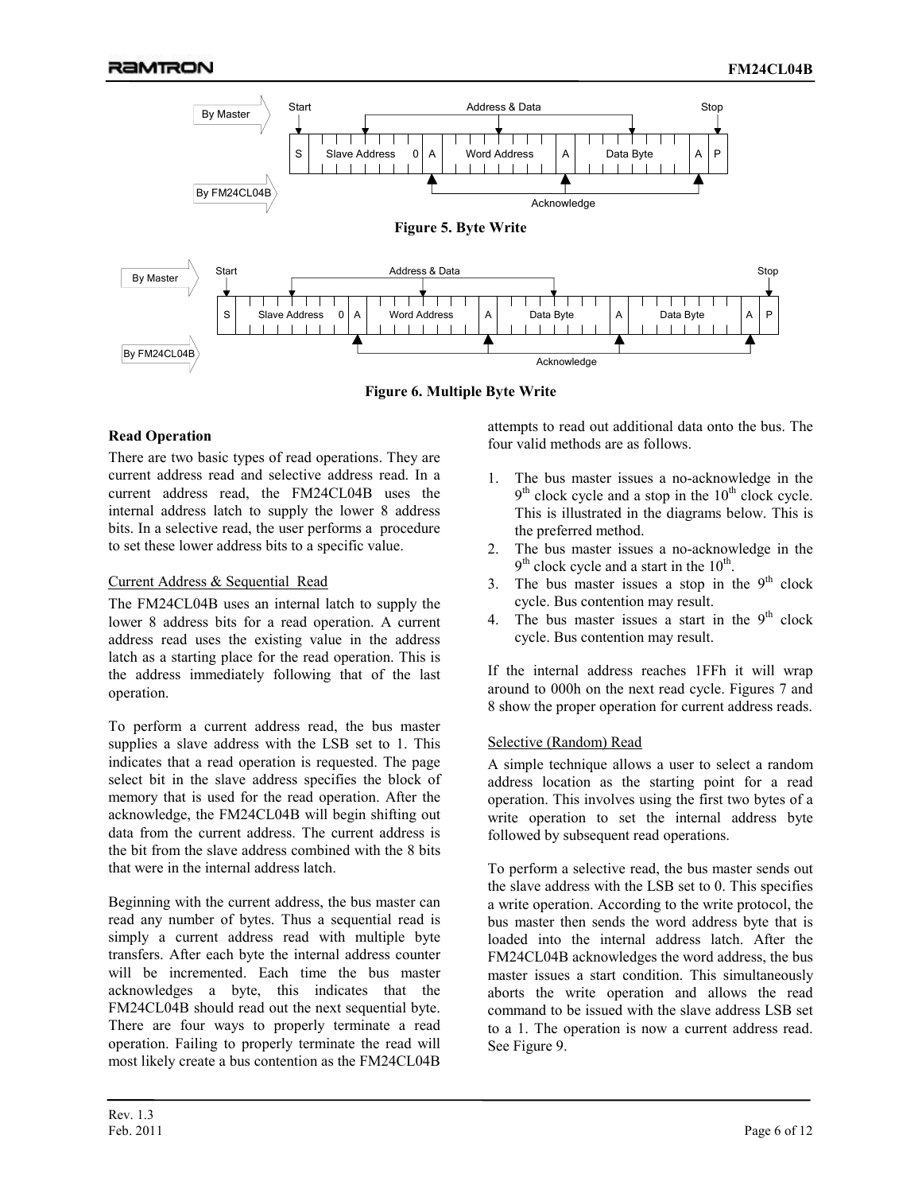Figure 5. Byte Write

Figure 6. Multiple Byte Write

**Read Operation**

There are two basic types of read operations. They are current address read and selective address read. In a current address read, the FM24CL04B uses the internal address latch to supply the lower 8 address bits. In a selective read, the user performs a procedure to set these lower address bits to a specific value.

Current Address & Sequential Read

The FM24CL04B uses an internal latch to supply the lower 8 address bits for a read operation. A current address read uses the existing value in the address latch as a starting place for the read operation. This is the address immediately following that of the last operation.

To perform a current address read, the bus master supplies a slave address with the LSB set to 1. This indicates that a read operation is requested. The page select bit in the slave address specifies the block of memory that is used for the read operation. After the acknowledge, the FM24CL04B will begin shifting out data from the current address. The current address is the bit from the slave address combined with the 8 bits that were in the internal address latch.

Beginning with the current address, the bus master can read any number of bytes. Thus a sequential read is simply a current address read with multiple byte transfers. After each byte the internal address counter will be incremented. Each time the bus master acknowledges a byte, this indicates that the FM24CL04B should read out the next sequential byte. There are four ways to properly terminate a read operation. Failing to properly terminate the read will most likely create a bus contention as the FM24CL04B attempts to read out additional data onto the bus. The four valid methods are as follows.

1. The bus master issues a no-acknowledge in the 9th clock cycle and a stop in the 10th clock cycle. This is illustrated in the diagrams below. This is the preferred method.
2. The bus master issues a no-acknowledge in the 9th clock cycle and a start in the 10th.
3. The bus master issues a stop in the 9th clock cycle. Bus contention may result.
4. The bus master issues a start in the 9th clock cycle. Bus contention may result.

If the internal address reaches 1FFh it will wrap around to 000h on the next read cycle. Figures 7 and 8 show the proper operation for current address reads.

Selective (Random) Read

A simple technique allows a user to select a random address location as the starting point for a read operation. This involves using the first two bytes of a write operation to set the internal address byte followed by subsequent read operations.

To perform a selective read, the bus master sends out the slave address with the LSB set to 0. This specifies a write operation. According to the write protocol, the bus master then sends the word address byte that is loaded into the internal address latch. After the FM24CL04B acknowledges the word address, the bus master issues a start condition. This simultaneously aborts the write operation and allows the read command to be issued with the slave address LSB set to a 1. The operation is now a current address read. See Figure 9.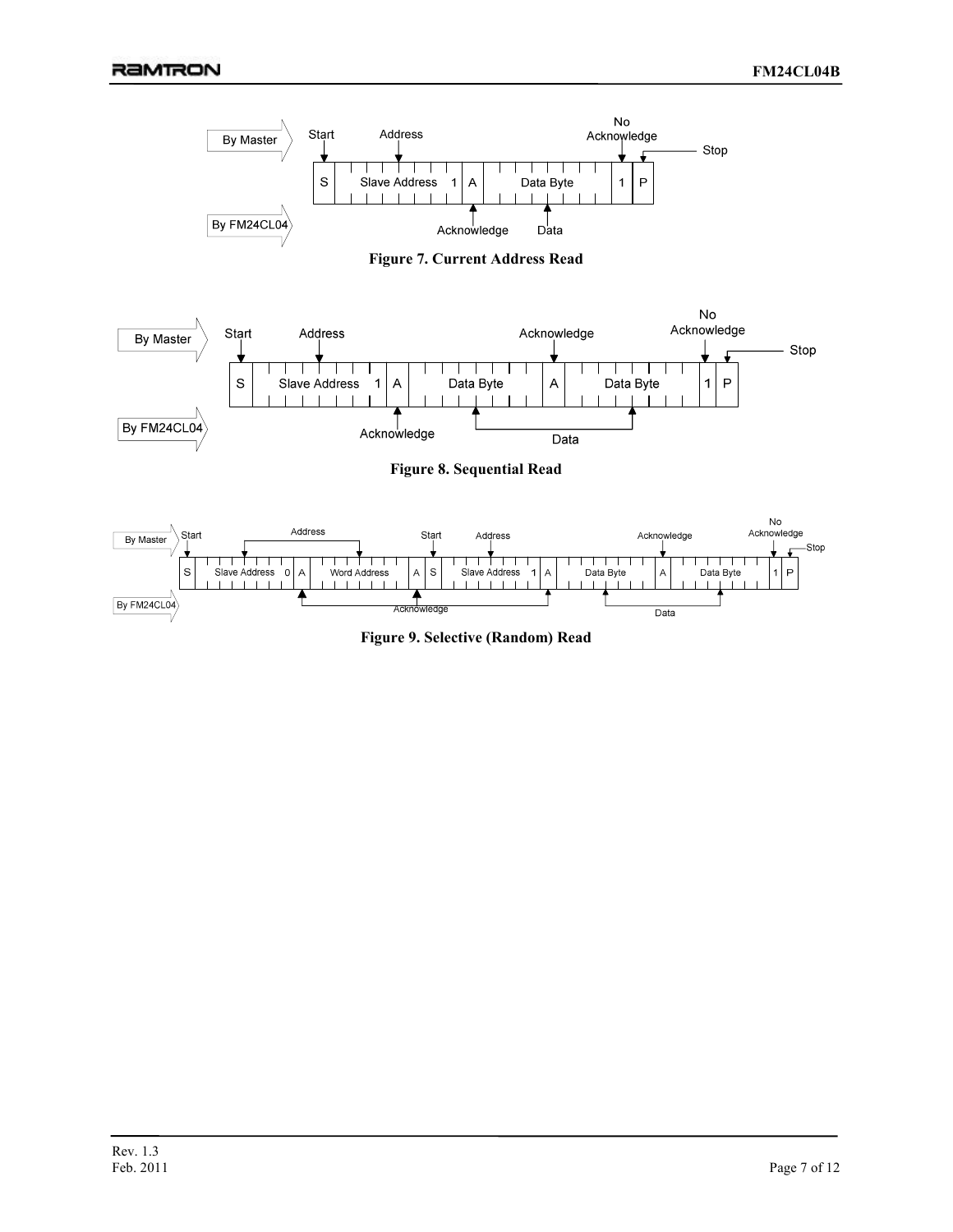**Figure 7. Current Address Read**

**Figure 8. Sequential Read**

**Figure 9. Selective (Random) Read**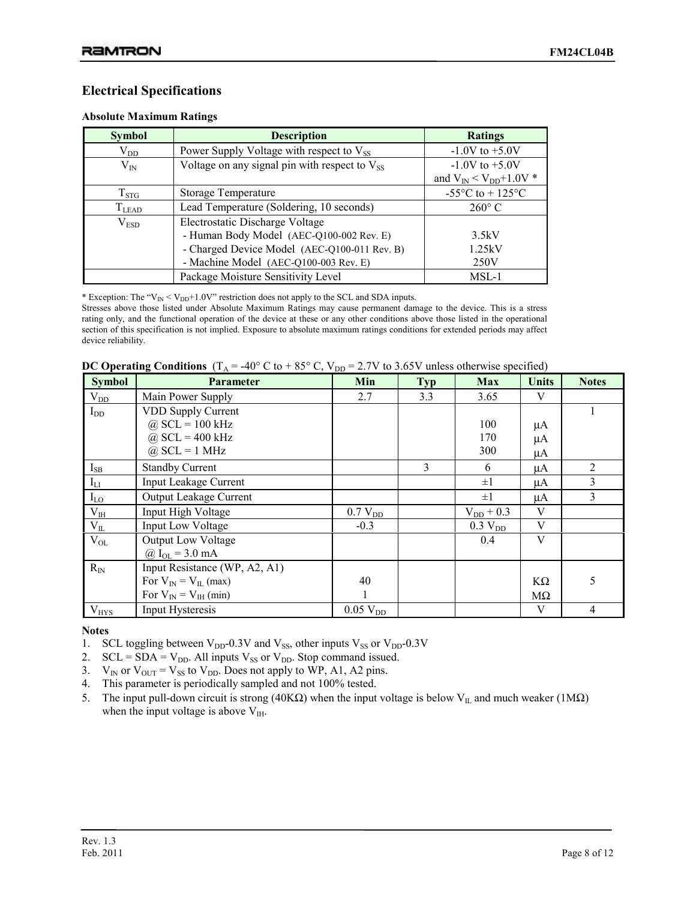## Electrical Specifications

### Absolute Maximum Ratings

| Symbol | Description | Ratings |
|---|---|---|
| $V_{DD}$ | Power Supply Voltage with respect to $V_{SS}$ | -1.0V to +5.0V |
| $V_{IN}$ | Voltage on any signal pin with respect to $V_{SS}$ | -1.0V to +5.0V and $V_{IN} < V_{DD}$+1.0V * |
| $T_{STG}$ | Storage Temperature | -55°C to + 125°C |
| $T_{LEAD}$ | Lead Temperature (Soldering, 10 seconds) | 260° C |
| $V_{ESD}$ | Electrostatic Discharge Voltage<br>- Human Body Model (AEC-Q100-002 Rev. E)<br>- Charged Device Model (AEC-Q100-011 Rev. B)<br>- Machine Model (AEC-Q100-003 Rev. E) | <br>3.5kV<br>1.25kV<br>250V |
| | Package Moisture Sensitivity Level | MSL-1 |

* Exception: The "$V_{IN} < V_{DD}$+1.0V" restriction does not apply to the SCL and SDA inputs.

Stresses above those listed under Absolute Maximum Ratings may cause permanent damage to the device. This is a stress rating only, and the functional operation of the device at these or any other conditions above those listed in the operational section of this specification is not implied. Exposure to absolute maximum ratings conditions for extended periods may affect device reliability.

**DC Operating Conditions** ($T_A$ = -40° C to + 85° C, $V_{DD}$ = 2.7V to 3.65V unless otherwise specified)

| Symbol | Parameter | Min | Typ | Max | Units | Notes |
|---|---|---|---|---|---|---|
| $V_{DD}$ | Main Power Supply | 2.7 | 3.3 | 3.65 | V | |
| $I_{DD}$ | VDD Supply Current<br>@ SCL = 100 kHz<br>@ SCL = 400 kHz<br>@ SCL = 1 MHz | | | <br>100<br>170<br>300 | <br>µA<br>µA<br>µA | 1 |
| $I_{SB}$ | Standby Current | | 3 | 6 | µA | 2 |
| $I_{LI}$ | Input Leakage Current | | | ±1 | µA | 3 |
| $I_{LO}$ | Output Leakage Current | | | ±1 | µA | 3 |
| $V_{IH}$ | Input High Voltage | 0.7 $V_{DD}$ | | $V_{DD}$ + 0.3 | V | |
| $V_{IL}$ | Input Low Voltage | -0.3 | | 0.3 $V_{DD}$ | V | |
| $V_{OL}$ | Output Low Voltage<br>@ $I_{OL}$ = 3.0 mA | | | 0.4 | V | |
| $R_{IN}$ | Input Resistance (WP, A2, A1)<br>For $V_{IN} = V_{IL}$ (max)<br>For $V_{IN} = V_{IH}$ (min) | <br>40<br>1 | | | <br>KΩ<br>MΩ | 5 |
| $V_{HYS}$ | Input Hysteresis | 0.05 $V_{DD}$ | | | V | 4 |

**Notes**

1. SCL toggling between $V_{DD}$-0.3V and $V_{SS}$, other inputs $V_{SS}$ or $V_{DD}$-0.3V
2. SCL = SDA = $V_{DD}$. All inputs $V_{SS}$ or $V_{DD}$. Stop command issued.
3. $V_{IN}$ or $V_{OUT}$ = $V_{SS}$ to $V_{DD}$. Does not apply to WP, A1, A2 pins.
4. This parameter is periodically sampled and not 100% tested.
5. The input pull-down circuit is strong (40KΩ) when the input voltage is below $V_{IL}$ and much weaker (1MΩ) when the input voltage is above $V_{IH}$.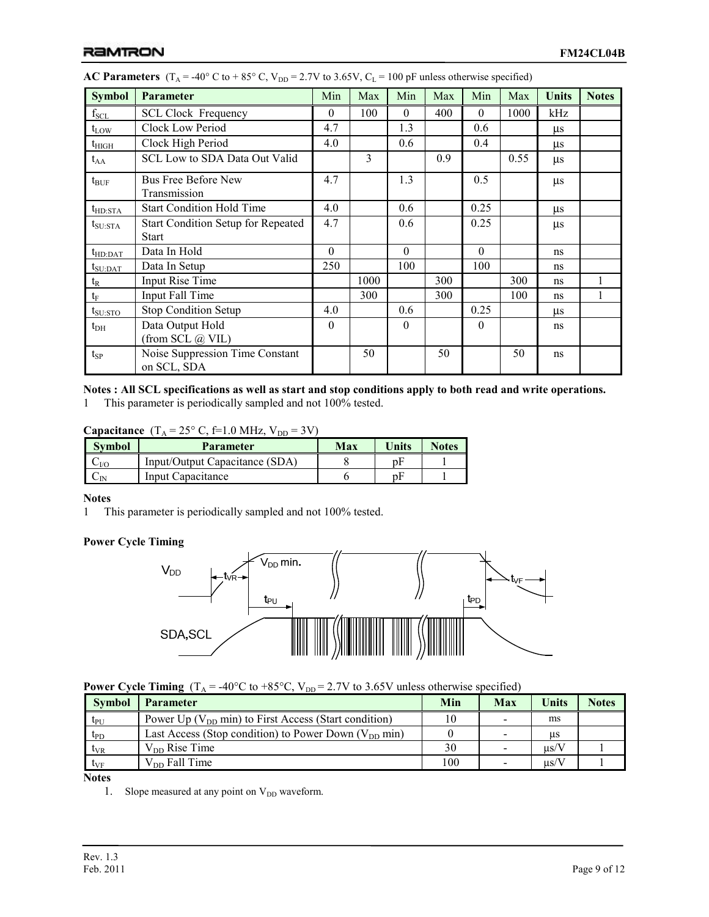**AC Parameters** ($T_A$ = -40° C to + 85° C, $V_{DD}$ = 2.7V to 3.65V, $C_L$ = 100 pF unless otherwise specified)

| Symbol | Parameter | Min | Max | Min | Max | Min | Max | Units | Notes |
|---|---|---|---|---|---|---|---|---|---|
| $f_{SCL}$ | SCL Clock Frequency | 0 | 100 | 0 | 400 | 0 | 1000 | kHz | |
| $t_{LOW}$ | Clock Low Period | 4.7 | | 1.3 | | 0.6 | | μs | |
| $t_{HIGH}$ | Clock High Period | 4.0 | | 0.6 | | 0.4 | | μs | |
| $t_{AA}$ | SCL Low to SDA Data Out Valid | | 3 | | 0.9 | | 0.55 | μs | |
| $t_{BUF}$ | Bus Free Before New Transmission | 4.7 | | 1.3 | | 0.5 | | μs | |
| $t_{HD:STA}$ | Start Condition Hold Time | 4.0 | | 0.6 | | 0.25 | | μs | |
| $t_{SU:STA}$ | Start Condition Setup for Repeated Start | 4.7 | | 0.6 | | 0.25 | | μs | |
| $t_{HD:DAT}$ | Data In Hold | 0 | | 0 | | 0 | | ns | |
| $t_{SU:DAT}$ | Data In Setup | 250 | | 100 | | 100 | | ns | |
| $t_R$ | Input Rise Time | | 1000 | | 300 | | 300 | ns | 1 |
| $t_F$ | Input Fall Time | | 300 | | 300 | | 100 | ns | 1 |
| $t_{SU:STO}$ | Stop Condition Setup | 4.0 | | 0.6 | | 0.25 | | μs | |
| $t_{DH}$ | Data Output Hold (from SCL @ VIL) | 0 | | 0 | | 0 | | ns | |
| $t_{SP}$ | Noise Suppression Time Constant on SCL, SDA | | 50 | | 50 | | 50 | ns | |

**Notes : All SCL specifications as well as start and stop conditions apply to both read and write operations.**

1 This parameter is periodically sampled and not 100% tested.

**Capacitance** ($T_A$ = 25° C, f=1.0 MHz, $V_{DD}$ = 3V)

| Symbol | Parameter | Max | Units | Notes |
|---|---|---|---|---|
| $C_{I/O}$ | Input/Output Capacitance (SDA) | 8 | pF | 1 |
| $C_{IN}$ | Input Capacitance | 6 | pF | 1 |

**Notes**

1 This parameter is periodically sampled and not 100% tested.

**Power Cycle Timing**

**Power Cycle Timing** ($T_A$ = -40°C to +85°C, $V_{DD}$ = 2.7V to 3.65V unless otherwise specified)

| Symbol | Parameter | Min | Max | Units | Notes |
|---|---|---|---|---|---|
| $t_{PU}$ | Power Up ($V_{DD}$ min) to First Access (Start condition) | 10 | - | ms | |
| $t_{PD}$ | Last Access (Stop condition) to Power Down ($V_{DD}$ min) | 0 | - | μs | |
| $t_{VR}$ | $V_{DD}$ Rise Time | 30 | - | μs/V | 1 |
| $t_{VF}$ | $V_{DD}$ Fall Time | 100 | - | μs/V | 1 |

**Notes**

1. Slope measured at any point on $V_{DD}$ waveform.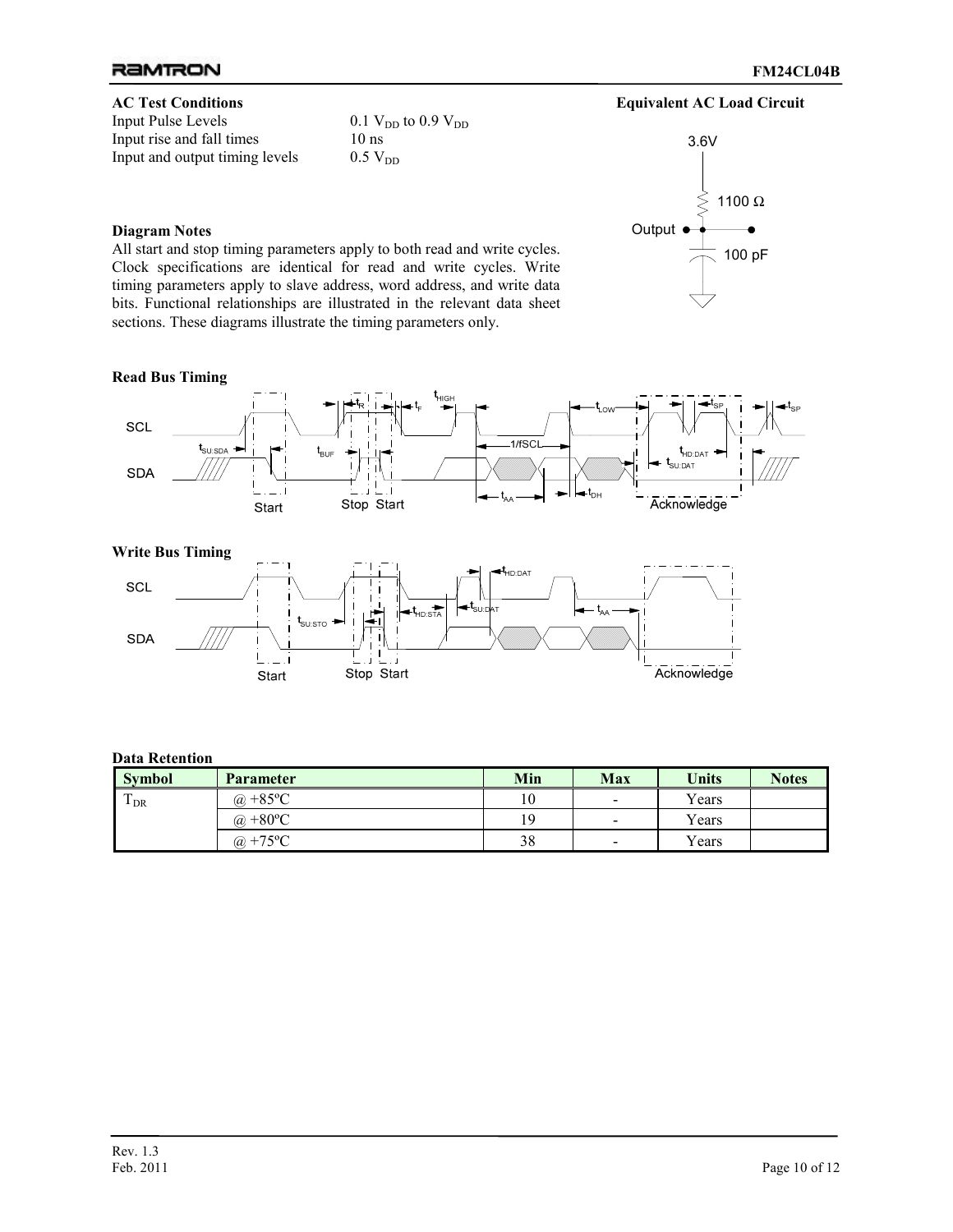**AC Test Conditions**

Input Pulse Levels $0.1\ V_{DD}$ to $0.9\ V_{DD}$
Input rise and fall times 10 ns
Input and output timing levels $0.5\ V_{DD}$

**Equivalent AC Load Circuit**

3.6V

1100 Ω

Output

100 pF

**Diagram Notes**

All start and stop timing parameters apply to both read and write cycles. Clock specifications are identical for read and write cycles. Write timing parameters apply to slave address, word address, and write data bits. Functional relationships are illustrated in the relevant data sheet sections. These diagrams illustrate the timing parameters only.

**Read Bus Timing**

SCL, SDA — $t_{SU:SDA}$, $t_R$, $t_F$, $t_{HIGH}$, $t_{LOW}$, $t_{SP}$, $t_{BUF}$, 1/fSCL, $t_{HD:DAT}$, $t_{SU:DAT}$, $t_{AA}$, $t_{DH}$ — Start, Stop, Start, Acknowledge

**Write Bus Timing**

SCL, SDA — $t_{SU:STO}$, $t_{HD:STA}$, $t_{SU:DAT}$, $t_{HD:DAT}$, $t_{AA}$ — Start, Stop, Start, Acknowledge

**Data Retention**

| Symbol | Parameter | Min | Max | Units | Notes |
|---|---|---|---|---|---|
| $T_{DR}$ | @ +85ºC | 10 | - | Years | |
| | @ +80ºC | 19 | - | Years | |
| | @ +75ºC | 38 | - | Years | |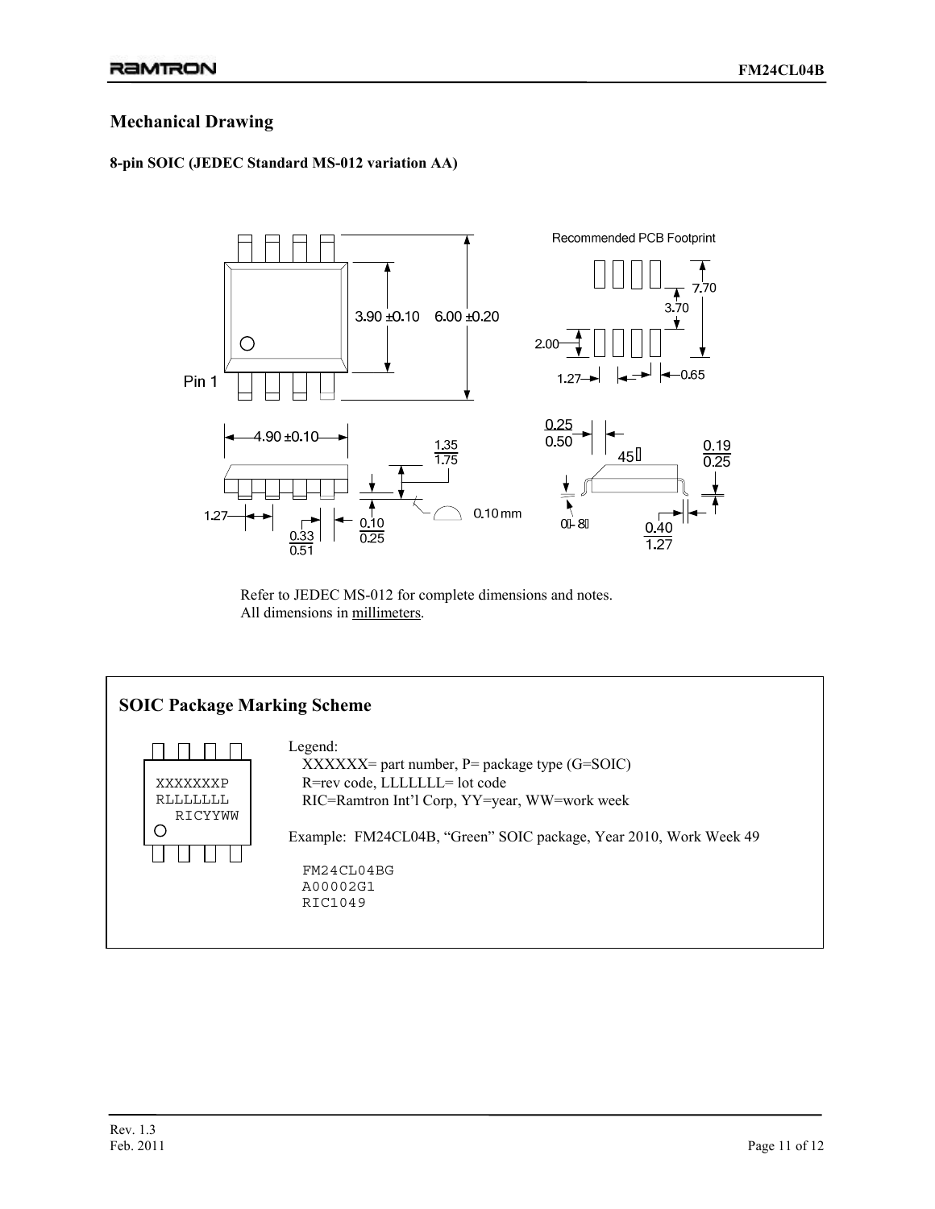## Mechanical Drawing

**8-pin SOIC (JEDEC Standard MS-012 variation AA)**

Refer to JEDEC MS-012 for complete dimensions and notes.
All dimensions in millimeters.

## SOIC Package Marking Scheme

```
XXXXXXXP
RLLLLLLL
  RICYYWW
```

Legend:
XXXXXX= part number, P= package type (G=SOIC)
R=rev code, LLLLLLL= lot code
RIC=Ramtron Int'l Corp, YY=year, WW=work week

Example: FM24CL04B, "Green" SOIC package, Year 2010, Work Week 49

```
FM24CL04BG
A00002G1
RIC1049
```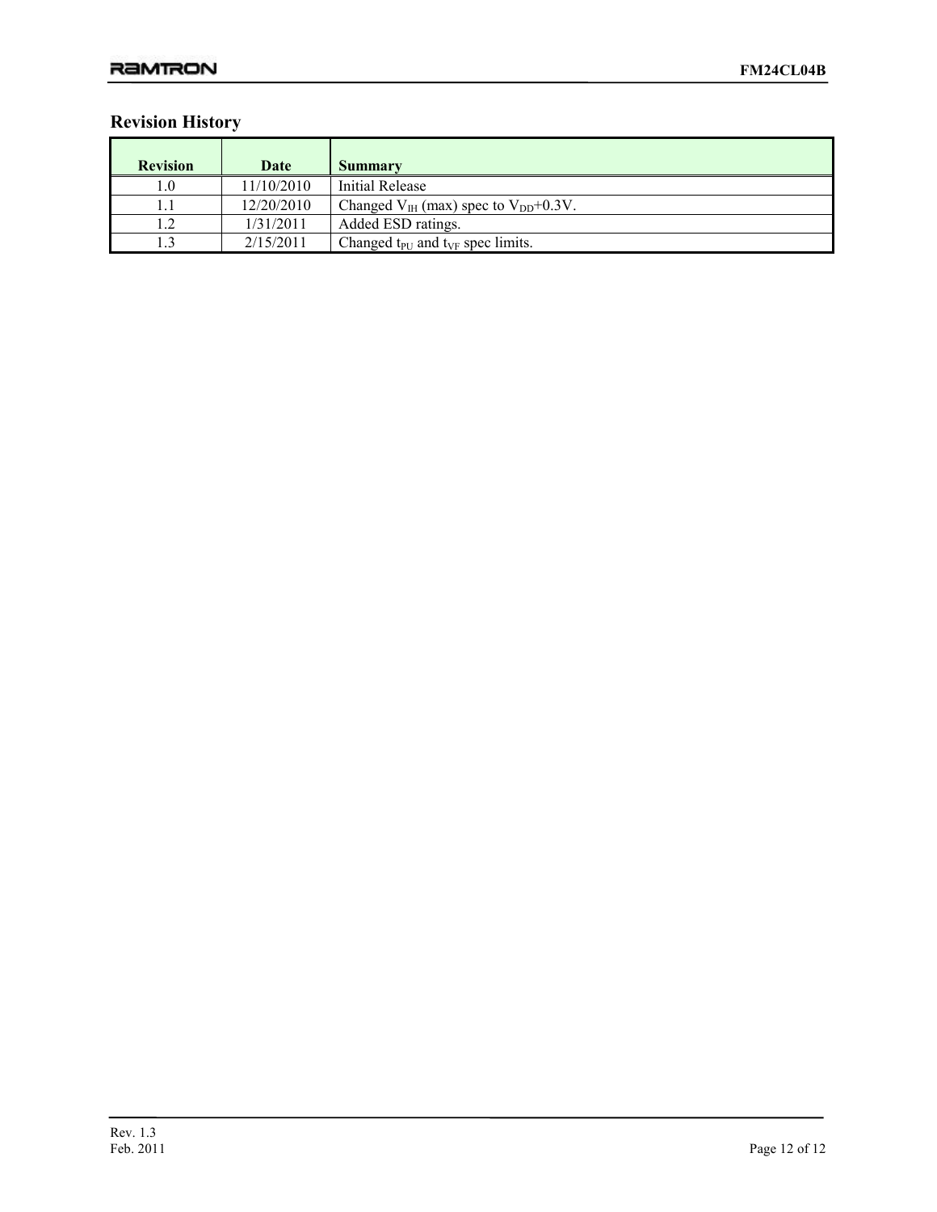## Revision History

| Revision | Date | Summary |
| --- | --- | --- |
| 1.0 | 11/10/2010 | Initial Release |
| 1.1 | 12/20/2010 | Changed $V_{IH}$ (max) spec to $V_{DD}$+0.3V. |
| 1.2 | 1/31/2011 | Added ESD ratings. |
| 1.3 | 2/15/2011 | Changed $t_{PU}$ and $t_{VF}$ spec limits. |